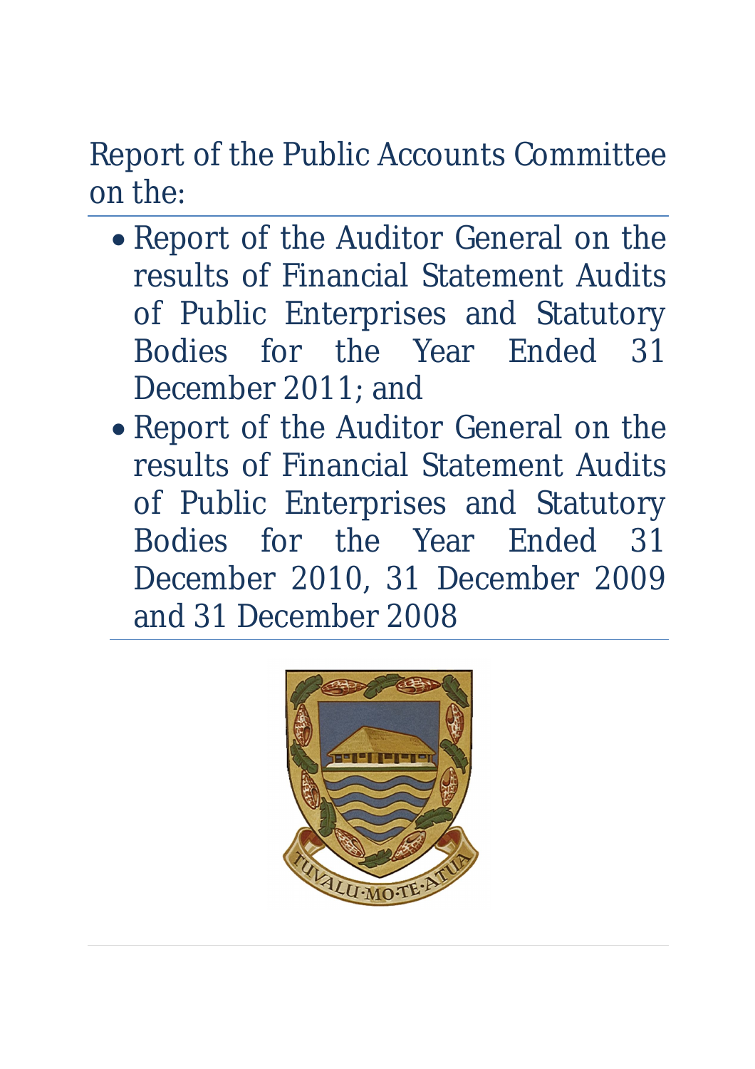# Report of the Public Accounts Committee on the:

- Report of the Auditor General on the results of Financial Statement Audits of Public Enterprises and Statutory Bodies for the Year Ended 31 December 2011; and
- Report of the Auditor General on the results of Financial Statement Audits of Public Enterprises and Statutory Bodies for the Year Ended 31 December 2010, 31 December 2009 and 31 December 2008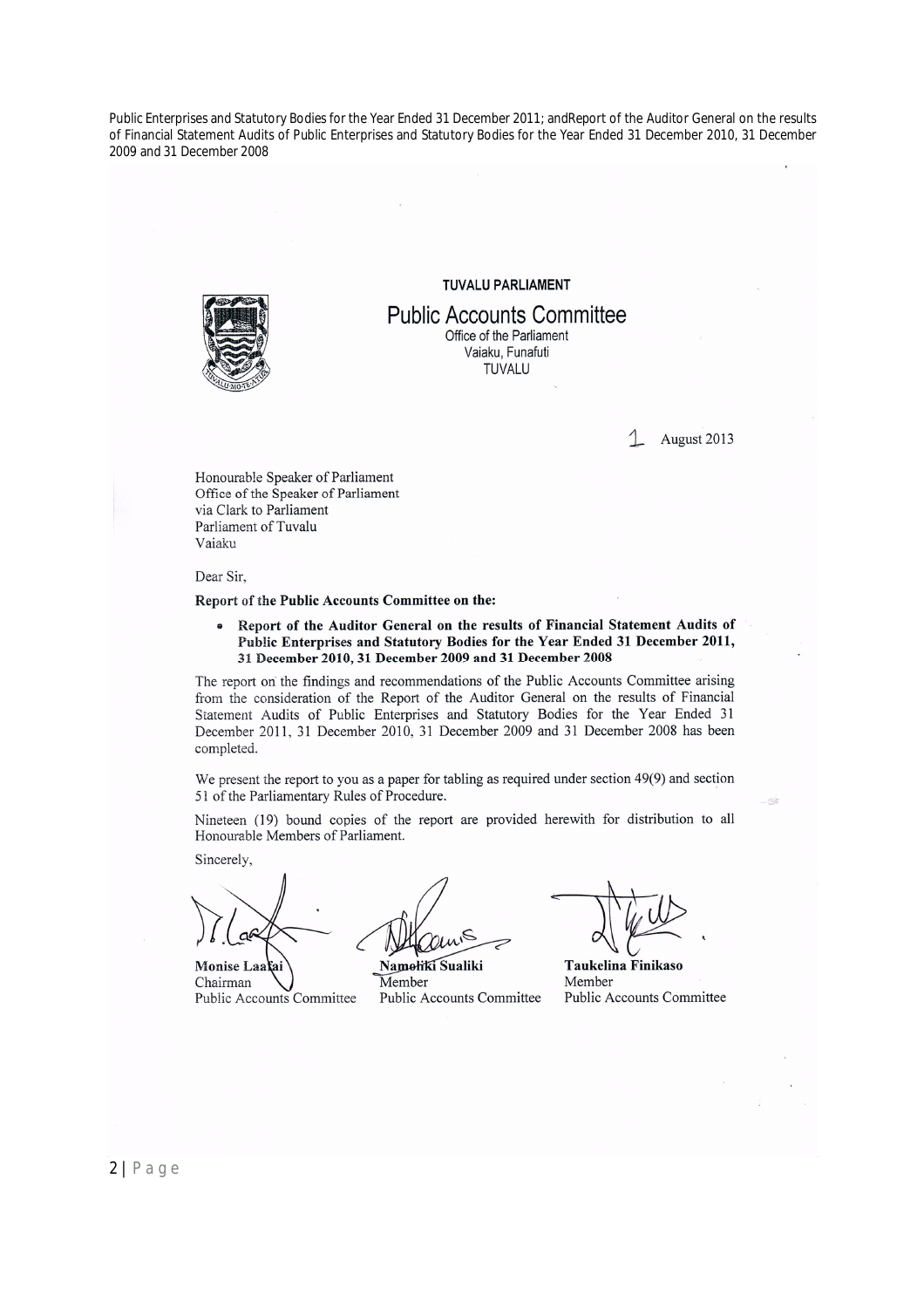**TUVALU PARLIAMENT**

**Public Accounts Committee**

Office of the Parliament
Vaiaku, Funafuti
TUVALU

1 August 2013

Honourable Speaker of Parliament
Office of the Speaker of Parliament
via Clark to Parliament
Parliament of Tuvalu
Vaiaku

Dear Sir,

**Report of the Public Accounts Committee on the:**

- **Report of the Auditor General on the results of Financial Statement Audits of Public Enterprises and Statutory Bodies for the Year Ended 31 December 2011, 31 December 2010, 31 December 2009 and 31 December 2008**

The report on the findings and recommendations of the Public Accounts Committee arising from the consideration of the Report of the Auditor General on the results of Financial Statement Audits of Public Enterprises and Statutory Bodies for the Year Ended 31 December 2011, 31 December 2010, 31 December 2009 and 31 December 2008 has been completed.

We present the report to you as a paper for tabling as required under section 49(9) and section 51 of the Parliamentary Rules of Procedure.

Nineteen (19) bound copies of the report are provided herewith for distribution to all Honourable Members of Parliament.

Sincerely,

| | | |
|---|---|---|
| **Monise Laafai** | **Namoliki Sualiki** | **Taukelina Finikaso** |
| Chairman | Member | Member |
| Public Accounts Committee | Public Accounts Committee | Public Accounts Committee |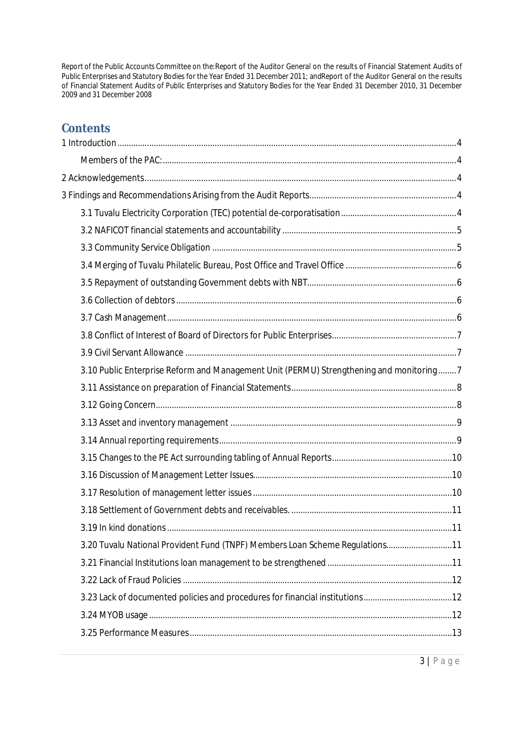Report of the Public Accounts Committee on the:Report of the Auditor General on the results of Financial Statement Audits of Public Enterprises and Statutory Bodies for the Year Ended 31 December 2011; andReport of the Auditor General on the results of Financial Statement Audits of Public Enterprises and Statutory Bodies for the Year Ended 31 December 2010, 31 December 2009 and 31 December 2008

# Contents

1 Introduction .....4

Members of the PAC: .....4

2 Acknowledgements .....4

3 Findings and Recommendations Arising from the Audit Reports .....4

3.1 Tuvalu Electricity Corporation (TEC) potential de-corporatisation .....4

3.2 NAFICOT financial statements and accountability .....5

3.3 Community Service Obligation .....5

3.4 Merging of Tuvalu Philatelic Bureau, Post Office and Travel Office .....6

3.5 Repayment of outstanding Government debts with NBT .....6

3.6 Collection of debtors .....6

3.7 Cash Management .....6

3.8 Conflict of Interest of Board of Directors for Public Enterprises .....7

3.9 Civil Servant Allowance .....7

3.10 Public Enterprise Reform and Management Unit (PERMU) Strengthening and monitoring .....7

3.11 Assistance on preparation of Financial Statements .....8

3.12 Going Concern .....8

3.13 Asset and inventory management .....9

3.14 Annual reporting requirements .....9

3.15 Changes to the PE Act surrounding tabling of Annual Reports .....10

3.16 Discussion of Management Letter Issues .....10

3.17 Resolution of management letter issues .....10

3.18 Settlement of Government debts and receivables. .....11

3.19 In kind donations .....11

3.20 Tuvalu National Provident Fund (TNPF) Members Loan Scheme Regulations .....11

3.21 Financial Institutions loan management to be strengthened .....11

3.22 Lack of Fraud Policies .....12

3.23 Lack of documented policies and procedures for financial institutions .....12

3.24 MYOB usage .....12

3.25 Performance Measures .....13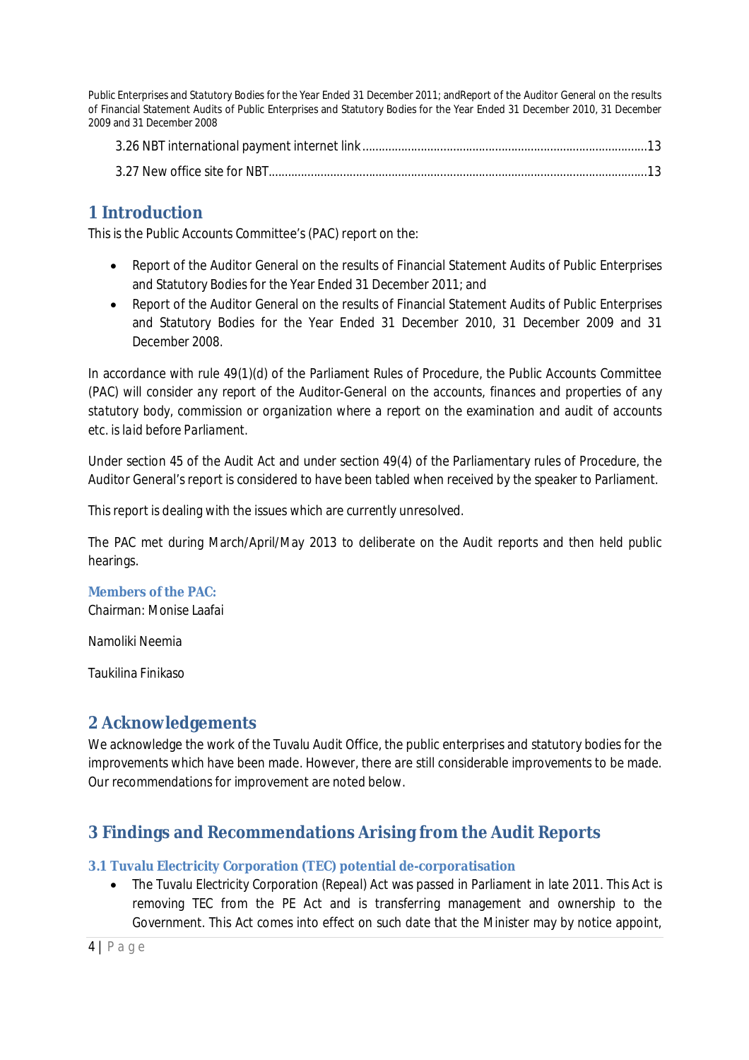3.26 NBT international payment internet link .......................................................................................13

3.27 New office site for NBT......................................................................................................................13

# 1 Introduction

This is the Public Accounts Committee's (PAC) report on the:

- Report of the Auditor General on the results of Financial Statement Audits of Public Enterprises and Statutory Bodies for the Year Ended 31 December 2011; and
- Report of the Auditor General on the results of Financial Statement Audits of Public Enterprises and Statutory Bodies for the Year Ended 31 December 2010, 31 December 2009 and 31 December 2008.

In accordance with rule 49(1)(d) of the Parliament Rules of Procedure, the Public Accounts Committee (PAC) will consider any report of the Auditor-General on the accounts, finances and properties of any statutory body, commission or organization where a report on the examination and audit of accounts etc. is laid before Parliament.

Under section 45 of the Audit Act and under section 49(4) of the Parliamentary rules of Procedure, the Auditor General's report is considered to have been tabled when received by the speaker to Parliament.

This report is dealing with the issues which are currently unresolved.

The PAC met during March/April/May 2013 to deliberate on the Audit reports and then held public hearings.

**Members of the PAC:**

Chairman: Monise Laafai

Namoliki Neemia

Taukilina Finikaso

# 2 Acknowledgements

We acknowledge the work of the Tuvalu Audit Office, the public enterprises and statutory bodies for the improvements which have been made. However, there are still considerable improvements to be made. Our recommendations for improvement are noted below.

# 3 Findings and Recommendations Arising from the Audit Reports

## 3.1 Tuvalu Electricity Corporation (TEC) potential de-corporatisation

- The Tuvalu Electricity Corporation (Repeal) Act was passed in Parliament in late 2011. This Act is removing TEC from the PE Act and is transferring management and ownership to the Government. This Act comes into effect on such date that the Minister may by notice appoint,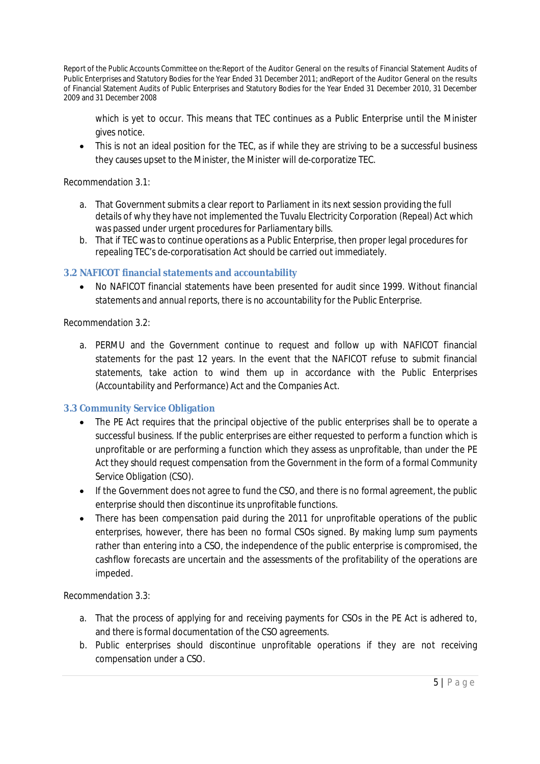which is yet to occur. This means that TEC continues as a Public Enterprise until the Minister gives notice.

- This is not an ideal position for the TEC, as if while they are striving to be a successful business they causes upset to the Minister, the Minister will de-corporatize TEC.

*Recommendation 3.1:*

a. That Government submits a clear report to Parliament in its next session providing the full details of why they have not implemented the Tuvalu Electricity Corporation (Repeal) Act which was passed under urgent procedures for Parliamentary bills.
b. That if TEC was to continue operations as a Public Enterprise, then proper legal procedures for repealing TEC's de-corporatisation Act should be carried out immediately.

### 3.2 NAFICOT financial statements and accountability

- No NAFICOT financial statements have been presented for audit since 1999. Without financial statements and annual reports, there is no accountability for the Public Enterprise.

*Recommendation 3.2:*

a. PERMU and the Government continue to request and follow up with NAFICOT financial statements for the past 12 years. In the event that the NAFICOT refuse to submit financial statements, take action to wind them up in accordance with the Public Enterprises (Accountability and Performance) Act and the Companies Act.

### 3.3 Community Service Obligation

- The PE Act requires that the principal objective of the public enterprises shall be to operate a successful business. If the public enterprises are either requested to perform a function which is unprofitable or are performing a function which they assess as unprofitable, than under the PE Act they should request compensation from the Government in the form of a formal Community Service Obligation (CSO).
- If the Government does not agree to fund the CSO, and there is no formal agreement, the public enterprise should then discontinue its unprofitable functions.
- There has been compensation paid during the 2011 for unprofitable operations of the public enterprises, however, there has been no formal CSOs signed. By making lump sum payments rather than entering into a CSO, the independence of the public enterprise is compromised, the cashflow forecasts are uncertain and the assessments of the profitability of the operations are impeded.

*Recommendation 3.3:*

a. That the process of applying for and receiving payments for CSOs in the PE Act is adhered to, and there is formal documentation of the CSO agreements.
b. Public enterprises should discontinue unprofitable operations if they are not receiving compensation under a CSO.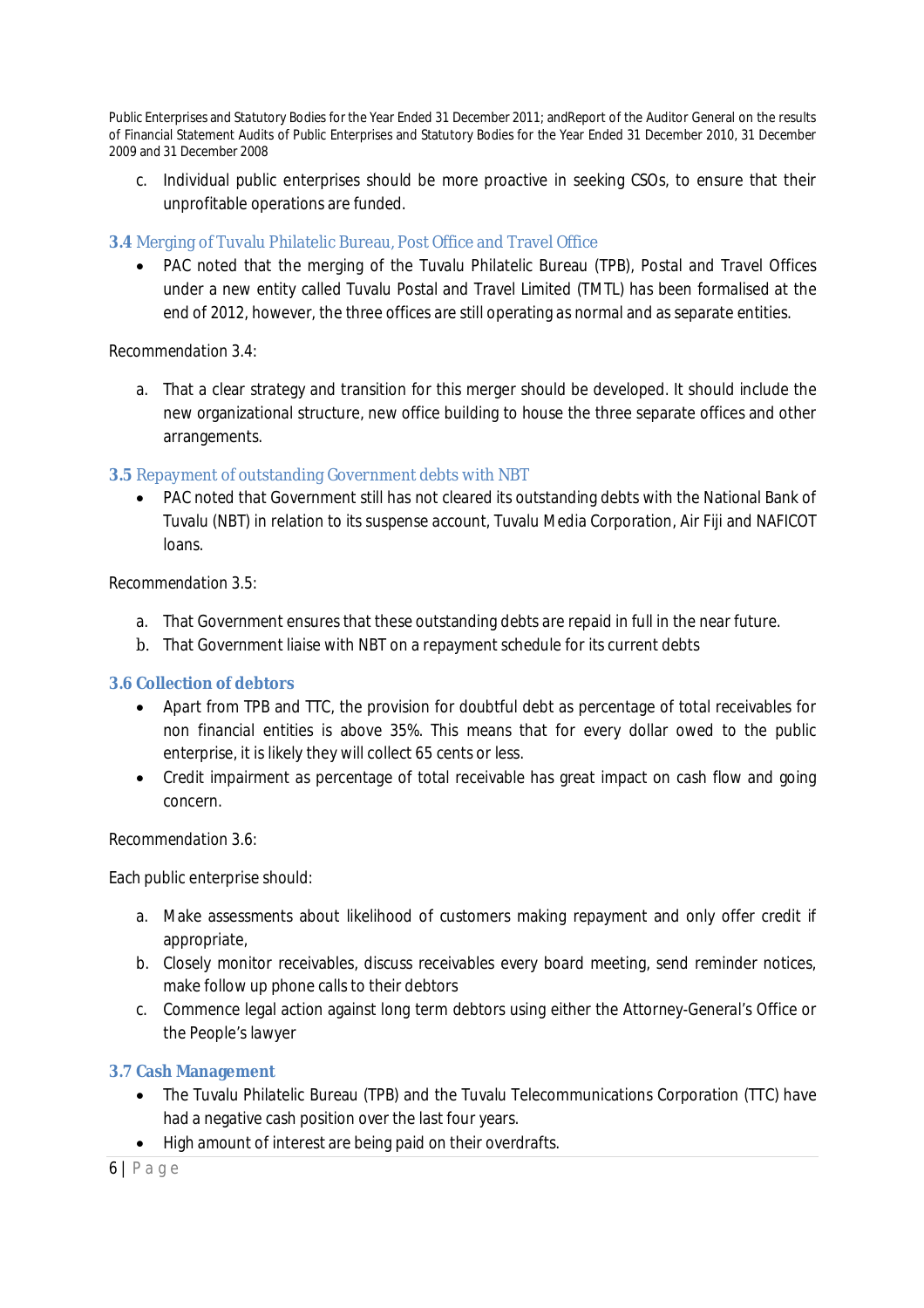c. Individual public enterprises should be more proactive in seeking CSOs, to ensure that their unprofitable operations are funded.

### 3.4 Merging of Tuvalu Philatelic Bureau, Post Office and Travel Office

- PAC noted that the merging of the Tuvalu Philatelic Bureau (TPB), Postal and Travel Offices under a new entity called Tuvalu Postal and Travel Limited (TMTL) has been formalised at the end of 2012, however, the three offices are still operating as normal and as separate entities.

Recommendation 3.4:

a. That a clear strategy and transition for this merger should be developed. It should include the new organizational structure, new office building to house the three separate offices and other arrangements.

### 3.5 Repayment of outstanding Government debts with NBT

- PAC noted that Government still has not cleared its outstanding debts with the National Bank of Tuvalu (NBT) in relation to its suspense account, Tuvalu Media Corporation, Air Fiji and NAFICOT loans.

Recommendation 3.5:

a. That Government ensures that these outstanding debts are repaid in full in the near future.
b. That Government liaise with NBT on a repayment schedule for its current debts

### 3.6 Collection of debtors

- Apart from TPB and TTC, the provision for doubtful debt as percentage of total receivables for non financial entities is above 35%. This means that for every dollar owed to the public enterprise, it is likely they will collect 65 cents or less.
- Credit impairment as percentage of total receivable has great impact on cash flow and going concern.

Recommendation 3.6:

Each public enterprise should:

a. Make assessments about likelihood of customers making repayment and only offer credit if appropriate,
b. Closely monitor receivables, discuss receivables every board meeting, send reminder notices, make follow up phone calls to their debtors
c. Commence legal action against long term debtors using either the Attorney-General's Office or the People's lawyer

### 3.7 Cash Management

- The Tuvalu Philatelic Bureau (TPB) and the Tuvalu Telecommunications Corporation (TTC) have had a negative cash position over the last four years.
- High amount of interest are being paid on their overdrafts.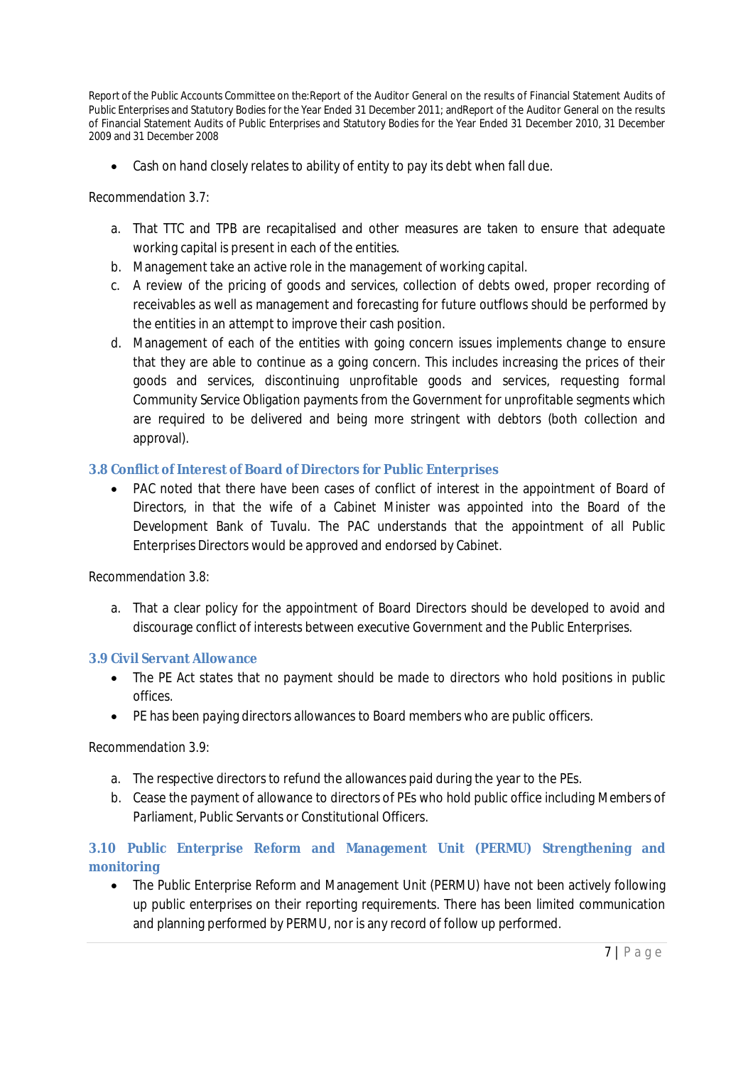- Cash on hand closely relates to ability of entity to pay its debt when fall due.

Recommendation 3.7:

a. That TTC and TPB are recapitalised and other measures are taken to ensure that adequate working capital is present in each of the entities.
b. Management take an active role in the management of working capital.
c. A review of the pricing of goods and services, collection of debts owed, proper recording of receivables as well as management and forecasting for future outflows should be performed by the entities in an attempt to improve their cash position.
d. Management of each of the entities with going concern issues implements change to ensure that they are able to continue as a going concern. This includes increasing the prices of their goods and services, discontinuing unprofitable goods and services, requesting formal Community Service Obligation payments from the Government for unprofitable segments which are required to be delivered and being more stringent with debtors (both collection and approval).

### 3.8 Conflict of Interest of Board of Directors for Public Enterprises

- PAC noted that there have been cases of conflict of interest in the appointment of Board of Directors, in that the wife of a Cabinet Minister was appointed into the Board of the Development Bank of Tuvalu. The PAC understands that the appointment of all Public Enterprises Directors would be approved and endorsed by Cabinet.

Recommendation 3.8:

a. That a clear policy for the appointment of Board Directors should be developed to avoid and discourage conflict of interests between executive Government and the Public Enterprises.

### 3.9 Civil Servant Allowance

- The PE Act states that no payment should be made to directors who hold positions in public offices.
- PE has been paying directors allowances to Board members who are public officers.

Recommendation 3.9:

a. The respective directors to refund the allowances paid during the year to the PEs.
b. Cease the payment of allowance to directors of PEs who hold public office including Members of Parliament, Public Servants or Constitutional Officers.

### 3.10 Public Enterprise Reform and Management Unit (PERMU) Strengthening and monitoring

- The Public Enterprise Reform and Management Unit (PERMU) have not been actively following up public enterprises on their reporting requirements. There has been limited communication and planning performed by PERMU, nor is any record of follow up performed.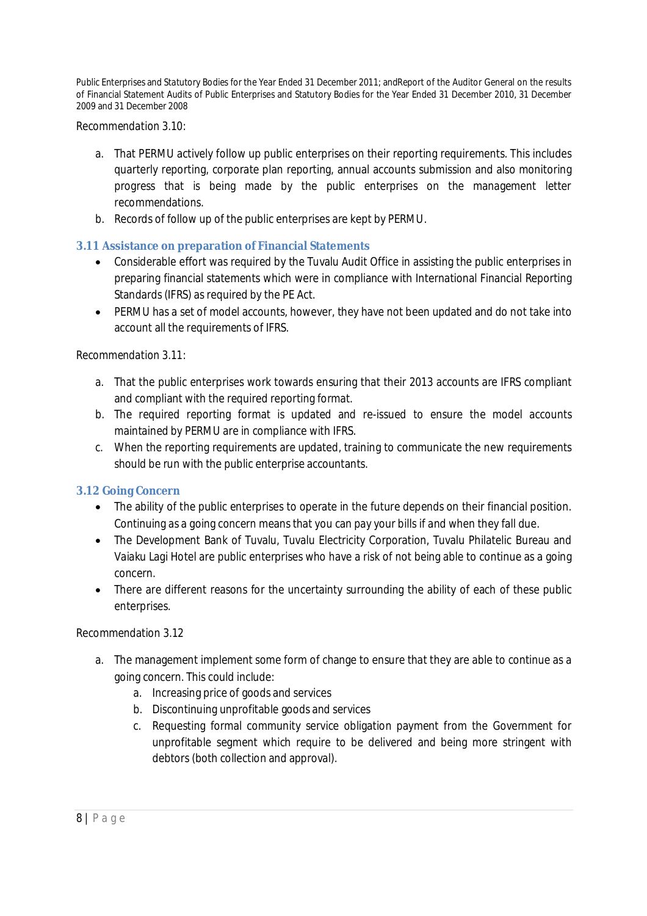Recommendation 3.10:

a. That PERMU actively follow up public enterprises on their reporting requirements. This includes quarterly reporting, corporate plan reporting, annual accounts submission and also monitoring progress that is being made by the public enterprises on the management letter recommendations.
b. Records of follow up of the public enterprises are kept by PERMU.

### 3.11 Assistance on preparation of Financial Statements

- Considerable effort was required by the Tuvalu Audit Office in assisting the public enterprises in preparing financial statements which were in compliance with International Financial Reporting Standards (IFRS) as required by the PE Act.
- PERMU has a set of model accounts, however, they have not been updated and do not take into account all the requirements of IFRS.

Recommendation 3.11:

a. That the public enterprises work towards ensuring that their 2013 accounts are IFRS compliant and compliant with the required reporting format.
b. The required reporting format is updated and re-issued to ensure the model accounts maintained by PERMU are in compliance with IFRS.
c. When the reporting requirements are updated, training to communicate the new requirements should be run with the public enterprise accountants.

### 3.12 Going Concern

- The ability of the public enterprises to operate in the future depends on their financial position. Continuing as a going concern means that you can pay your bills if and when they fall due.
- The Development Bank of Tuvalu, Tuvalu Electricity Corporation, Tuvalu Philatelic Bureau and Vaiaku Lagi Hotel are public enterprises who have a risk of not being able to continue as a going concern.
- There are different reasons for the uncertainty surrounding the ability of each of these public enterprises.

Recommendation 3.12

a. The management implement some form of change to ensure that they are able to continue as a going concern. This could include:
    a. Increasing price of goods and services
    b. Discontinuing unprofitable goods and services
    c. Requesting formal community service obligation payment from the Government for unprofitable segment which require to be delivered and being more stringent with debtors (both collection and approval).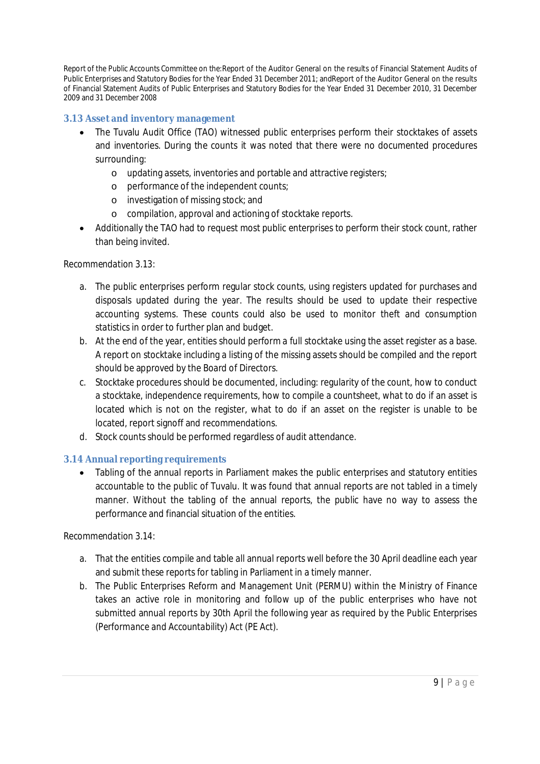### 3.13 Asset and inventory management

- The Tuvalu Audit Office (TAO) witnessed public enterprises perform their stocktakes of assets and inventories. During the counts it was noted that there were no documented procedures surrounding:
  - updating assets, inventories and portable and attractive registers;
  - performance of the independent counts;
  - investigation of missing stock; and
  - compilation, approval and actioning of stocktake reports.
- Additionally the TAO had to request most public enterprises to perform their stock count, rather than being invited.

*Recommendation 3.13:*

a. The public enterprises perform regular stock counts, using registers updated for purchases and disposals updated during the year. The results should be used to update their respective accounting systems. These counts could also be used to monitor theft and consumption statistics in order to further plan and budget.

b. At the end of the year, entities should perform a full stocktake using the asset register as a base. A report on stocktake including a listing of the missing assets should be compiled and the report should be approved by the Board of Directors.

c. Stocktake procedures should be documented, including: regularity of the count, how to conduct a stocktake, independence requirements, how to compile a countsheet, what to do if an asset is located which is not on the register, what to do if an asset on the register is unable to be located, report signoff and recommendations.

d. Stock counts should be performed regardless of audit attendance.

### 3.14 Annual reporting requirements

- Tabling of the annual reports in Parliament makes the public enterprises and statutory entities accountable to the public of Tuvalu. It was found that annual reports are not tabled in a timely manner. Without the tabling of the annual reports, the public have no way to assess the performance and financial situation of the entities.

*Recommendation 3.14:*

a. That the entities compile and table all annual reports well before the 30 April deadline each year and submit these reports for tabling in Parliament in a timely manner.

b. The Public Enterprises Reform and Management Unit (PERMU) within the Ministry of Finance takes an active role in monitoring and follow up of the public enterprises who have not submitted annual reports by 30th April the following year as required by the Public Enterprises (Performance and Accountability) Act (PE Act).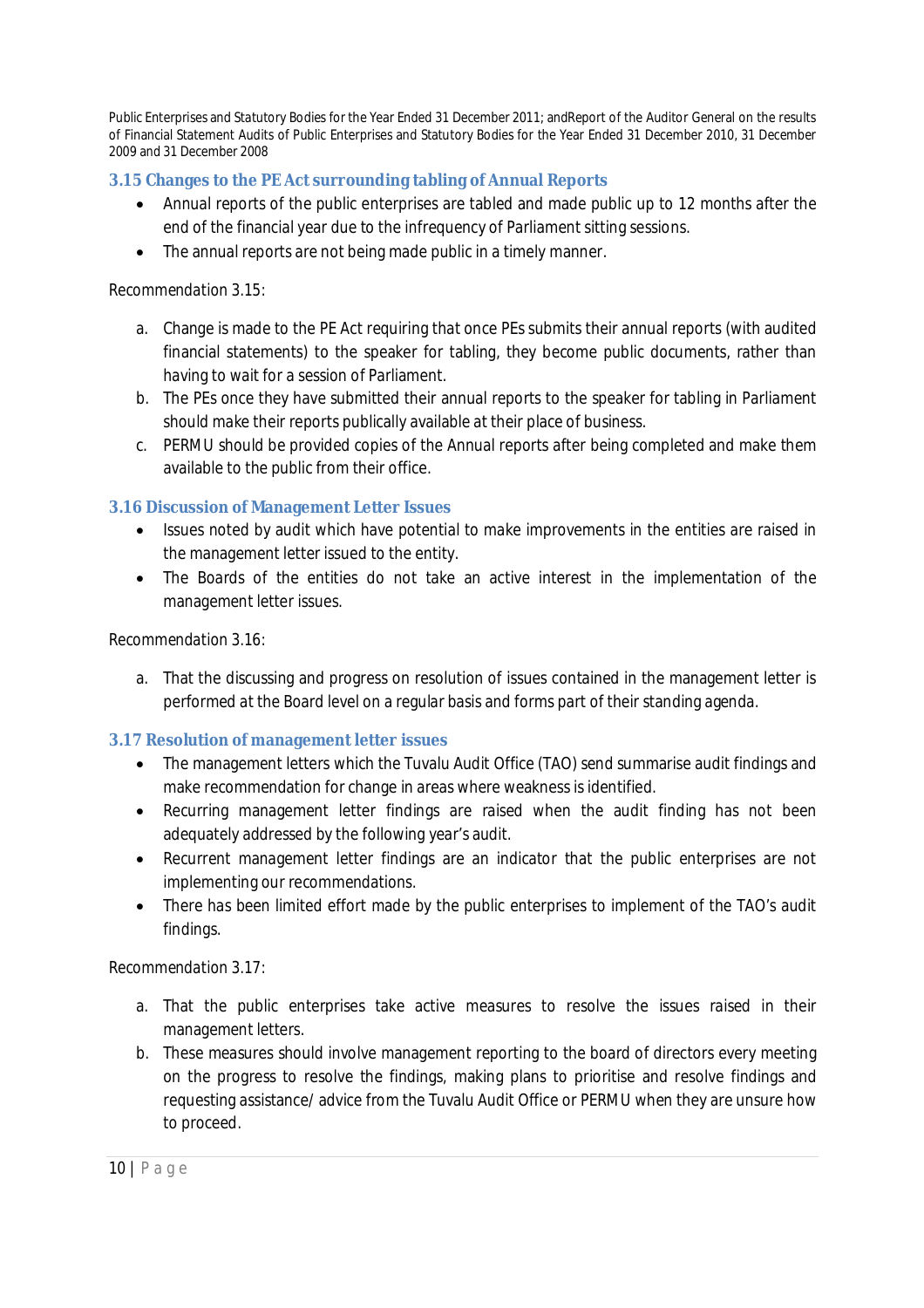### 3.15 Changes to the PE Act surrounding tabling of Annual Reports

- Annual reports of the public enterprises are tabled and made public up to 12 months after the end of the financial year due to the infrequency of Parliament sitting sessions.
- The annual reports are not being made public in a timely manner.

Recommendation 3.15:

a. Change is made to the PE Act requiring that once PEs submits their annual reports (with audited financial statements) to the speaker for tabling, they become public documents, rather than having to wait for a session of Parliament.
b. The PEs once they have submitted their annual reports to the speaker for tabling in Parliament should make their reports publically available at their place of business.
c. PERMU should be provided copies of the Annual reports after being completed and make them available to the public from their office.

### 3.16 Discussion of Management Letter Issues

- Issues noted by audit which have potential to make improvements in the entities are raised in the management letter issued to the entity.
- The Boards of the entities do not take an active interest in the implementation of the management letter issues.

Recommendation 3.16:

a. That the discussing and progress on resolution of issues contained in the management letter is performed at the Board level on a regular basis and forms part of their standing agenda.

### 3.17 Resolution of management letter issues

- The management letters which the Tuvalu Audit Office (TAO) send summarise audit findings and make recommendation for change in areas where weakness is identified.
- Recurring management letter findings are raised when the audit finding has not been adequately addressed by the following year's audit.
- Recurrent management letter findings are an indicator that the public enterprises are not implementing our recommendations.
- There has been limited effort made by the public enterprises to implement of the TAO's audit findings.

Recommendation 3.17:

a. That the public enterprises take active measures to resolve the issues raised in their management letters.
b. These measures should involve management reporting to the board of directors every meeting on the progress to resolve the findings, making plans to prioritise and resolve findings and requesting assistance/ advice from the Tuvalu Audit Office or PERMU when they are unsure how to proceed.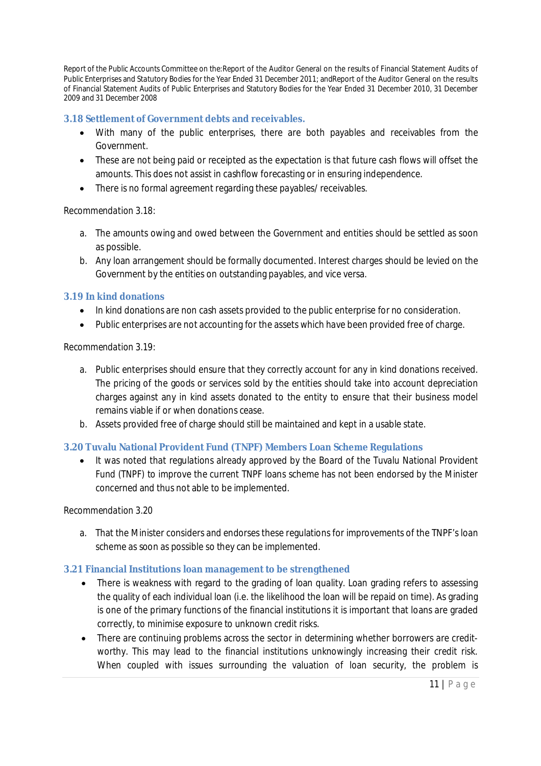### 3.18 Settlement of Government debts and receivables.

- With many of the public enterprises, there are both payables and receivables from the Government.
- These are not being paid or receipted as the expectation is that future cash flows will offset the amounts. This does not assist in cashflow forecasting or in ensuring independence.
- There is no formal agreement regarding these payables/ receivables.

Recommendation 3.18:

a. The amounts owing and owed between the Government and entities should be settled as soon as possible.
b. Any loan arrangement should be formally documented. Interest charges should be levied on the Government by the entities on outstanding payables, and vice versa.

### 3.19 In kind donations

- In kind donations are non cash assets provided to the public enterprise for no consideration.
- Public enterprises are not accounting for the assets which have been provided free of charge.

Recommendation 3.19:

a. Public enterprises should ensure that they correctly account for any in kind donations received. The pricing of the goods or services sold by the entities should take into account depreciation charges against any in kind assets donated to the entity to ensure that their business model remains viable if or when donations cease.
b. Assets provided free of charge should still be maintained and kept in a usable state.

### 3.20 Tuvalu National Provident Fund (TNPF) Members Loan Scheme Regulations

- It was noted that regulations already approved by the Board of the Tuvalu National Provident Fund (TNPF) to improve the current TNPF loans scheme has not been endorsed by the Minister concerned and thus not able to be implemented.

Recommendation 3.20

a. That the Minister considers and endorses these regulations for improvements of the TNPF's loan scheme as soon as possible so they can be implemented.

### 3.21 Financial Institutions loan management to be strengthened

- There is weakness with regard to the grading of loan quality. Loan grading refers to assessing the quality of each individual loan (i.e. the likelihood the loan will be repaid on time). As grading is one of the primary functions of the financial institutions it is important that loans are graded correctly, to minimise exposure to unknown credit risks.
- There are continuing problems across the sector in determining whether borrowers are credit-worthy. This may lead to the financial institutions unknowingly increasing their credit risk. When coupled with issues surrounding the valuation of loan security, the problem is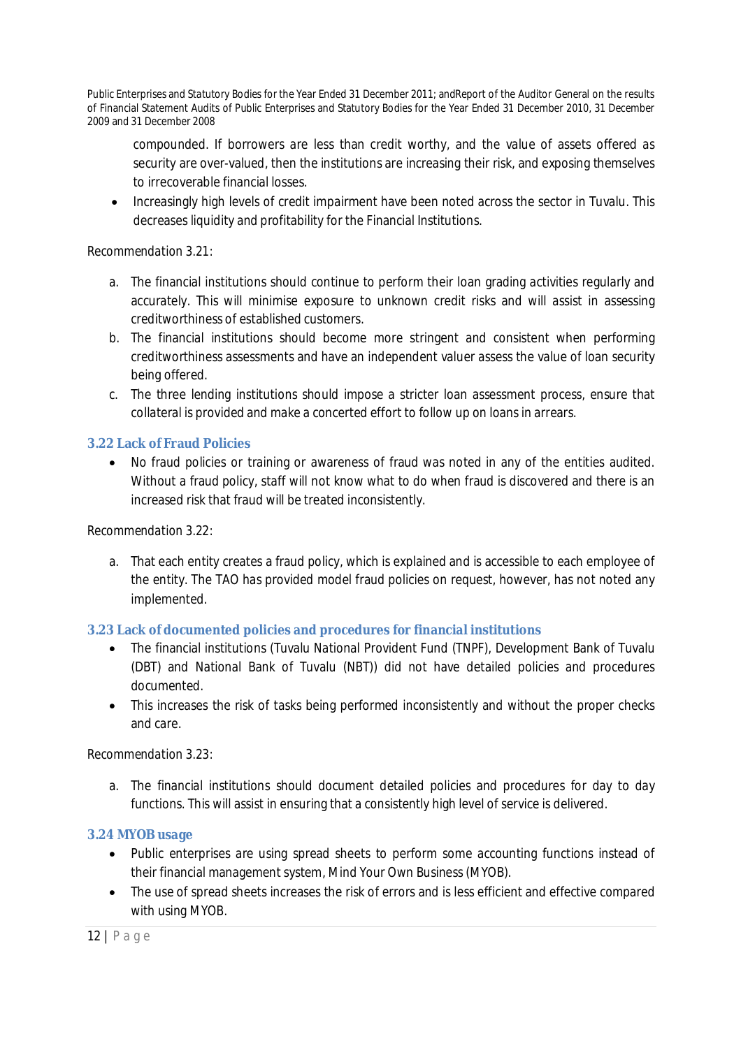compounded. If borrowers are less than credit worthy, and the value of assets offered as security are over-valued, then the institutions are increasing their risk, and exposing themselves to irrecoverable financial losses.

- Increasingly high levels of credit impairment have been noted across the sector in Tuvalu. This decreases liquidity and profitability for the Financial Institutions.

Recommendation 3.21:

a. The financial institutions should continue to perform their loan grading activities regularly and accurately. This will minimise exposure to unknown credit risks and will assist in assessing creditworthiness of established customers.
b. The financial institutions should become more stringent and consistent when performing creditworthiness assessments and have an independent valuer assess the value of loan security being offered.
c. The three lending institutions should impose a stricter loan assessment process, ensure that collateral is provided and make a concerted effort to follow up on loans in arrears.

### 3.22 Lack of Fraud Policies

- No fraud policies or training or awareness of fraud was noted in any of the entities audited. Without a fraud policy, staff will not know what to do when fraud is discovered and there is an increased risk that fraud will be treated inconsistently.

Recommendation 3.22:

a. That each entity creates a fraud policy, which is explained and is accessible to each employee of the entity. The TAO has provided model fraud policies on request, however, has not noted any implemented.

### 3.23 Lack of documented policies and procedures for financial institutions

- The financial institutions (Tuvalu National Provident Fund (TNPF), Development Bank of Tuvalu (DBT) and National Bank of Tuvalu (NBT)) did not have detailed policies and procedures documented.
- This increases the risk of tasks being performed inconsistently and without the proper checks and care.

Recommendation 3.23:

a. The financial institutions should document detailed policies and procedures for day to day functions. This will assist in ensuring that a consistently high level of service is delivered.

### 3.24 MYOB usage

- Public enterprises are using spread sheets to perform some accounting functions instead of their financial management system, Mind Your Own Business (MYOB).
- The use of spread sheets increases the risk of errors and is less efficient and effective compared with using MYOB.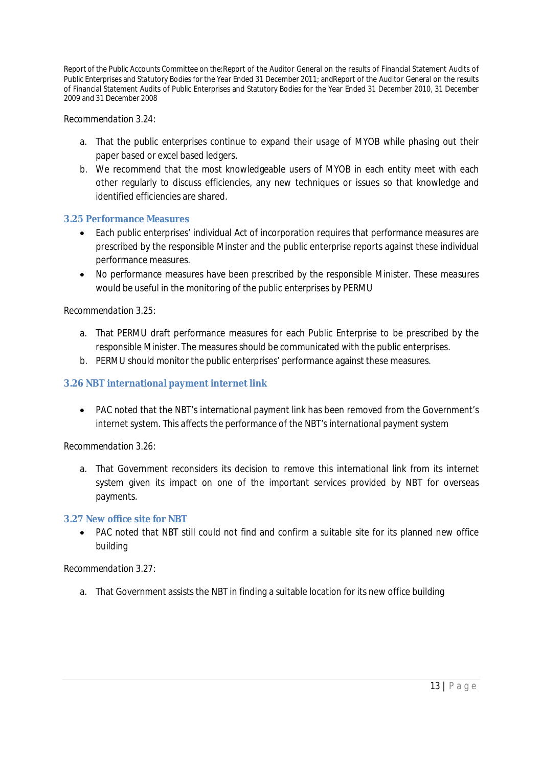Recommendation 3.24:

a. That the public enterprises continue to expand their usage of MYOB while phasing out their paper based or excel based ledgers.
b. We recommend that the most knowledgeable users of MYOB in each entity meet with each other regularly to discuss efficiencies, any new techniques or issues so that knowledge and identified efficiencies are shared.

### 3.25 Performance Measures

- Each public enterprises' individual Act of incorporation requires that performance measures are prescribed by the responsible Minster and the public enterprise reports against these individual performance measures.
- No performance measures have been prescribed by the responsible Minister. These measures would be useful in the monitoring of the public enterprises by PERMU

Recommendation 3.25:

a. That PERMU draft performance measures for each Public Enterprise to be prescribed by the responsible Minister. The measures should be communicated with the public enterprises.
b. PERMU should monitor the public enterprises' performance against these measures.

### 3.26 NBT international payment internet link

- PAC noted that the NBT's international payment link has been removed from the Government's internet system. This affects the performance of the NBT's international payment system

Recommendation 3.26:

a. That Government reconsiders its decision to remove this international link from its internet system given its impact on one of the important services provided by NBT for overseas payments.

### 3.27 New office site for NBT

- PAC noted that NBT still could not find and confirm a suitable site for its planned new office building

Recommendation 3.27:

a. That Government assists the NBT in finding a suitable location for its new office building